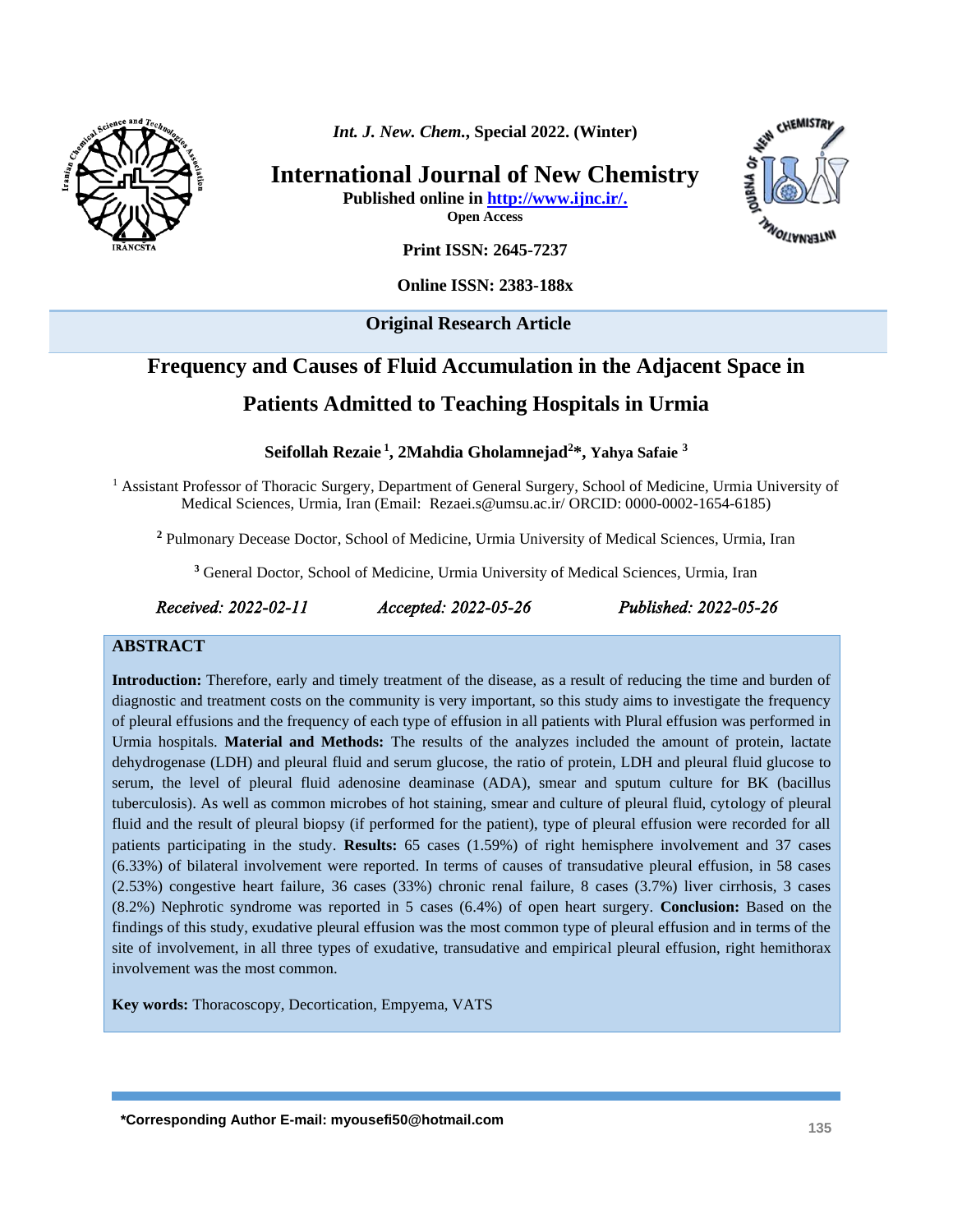*Int. J. New. Chem.*, Special 2022. (Winter)

# International Journal of New Chemistry

**Published online in http://www.ijnc.ir/.**

**Open Access**

**Print ISSN: 2645-7237**

**Online ISSN: 2383-188x**

**Original Research Article**

# Frequency and Causes of Fluid Accumulation in the Adjacent Space in Patients Admitted to Teaching Hospitals in Urmia

**Seifollah Rezaie [1], 2Mahdia Gholamnejad[2]*, Yahya Safaie [3]**

[1] Assistant Professor of Thoracic Surgery, Department of General Surgery, School of Medicine, Urmia University of Medical Sciences, Urmia, Iran (Email: Rezaei.s@umsu.ac.ir/ ORCID: 0000-0002-1654-6185)

[2] Pulmonary Decease Doctor, School of Medicine, Urmia University of Medical Sciences, Urmia, Iran

[3] General Doctor, School of Medicine, Urmia University of Medical Sciences, Urmia, Iran

*Received: 2022-02-11* *Accepted: 2022-05-26* *Published: 2022-05-26*

## ABSTRACT

**Introduction:** Therefore, early and timely treatment of the disease, as a result of reducing the time and burden of diagnostic and treatment costs on the community is very important, so this study aims to investigate the frequency of pleural effusions and the frequency of each type of effusion in all patients with Plural effusion was performed in Urmia hospitals. **Material and Methods:** The results of the analyzes included the amount of protein, lactate dehydrogenase (LDH) and pleural fluid and serum glucose, the ratio of protein, LDH and pleural fluid glucose to serum, the level of pleural fluid adenosine deaminase (ADA), smear and sputum culture for BK (bacillus tuberculosis). As well as common microbes of hot staining, smear and culture of pleural fluid, cytology of pleural fluid and the result of pleural biopsy (if performed for the patient), type of pleural effusion were recorded for all patients participating in the study. **Results:** 65 cases (1.59%) of right hemisphere involvement and 37 cases (6.33%) of bilateral involvement were reported. In terms of causes of transudative pleural effusion, in 58 cases (2.53%) congestive heart failure, 36 cases (33%) chronic renal failure, 8 cases (3.7%) liver cirrhosis, 3 cases (8.2%) Nephrotic syndrome was reported in 5 cases (6.4%) of open heart surgery. **Conclusion:** Based on the findings of this study, exudative pleural effusion was the most common type of pleural effusion and in terms of the site of involvement, in all three types of exudative, transudative and empirical pleural effusion, right hemithorax involvement was the most common.

**Key words:** Thoracoscopy, Decortication, Empyema, VATS

**\*Corresponding Author E-mail: myousefi50@hotmail.com**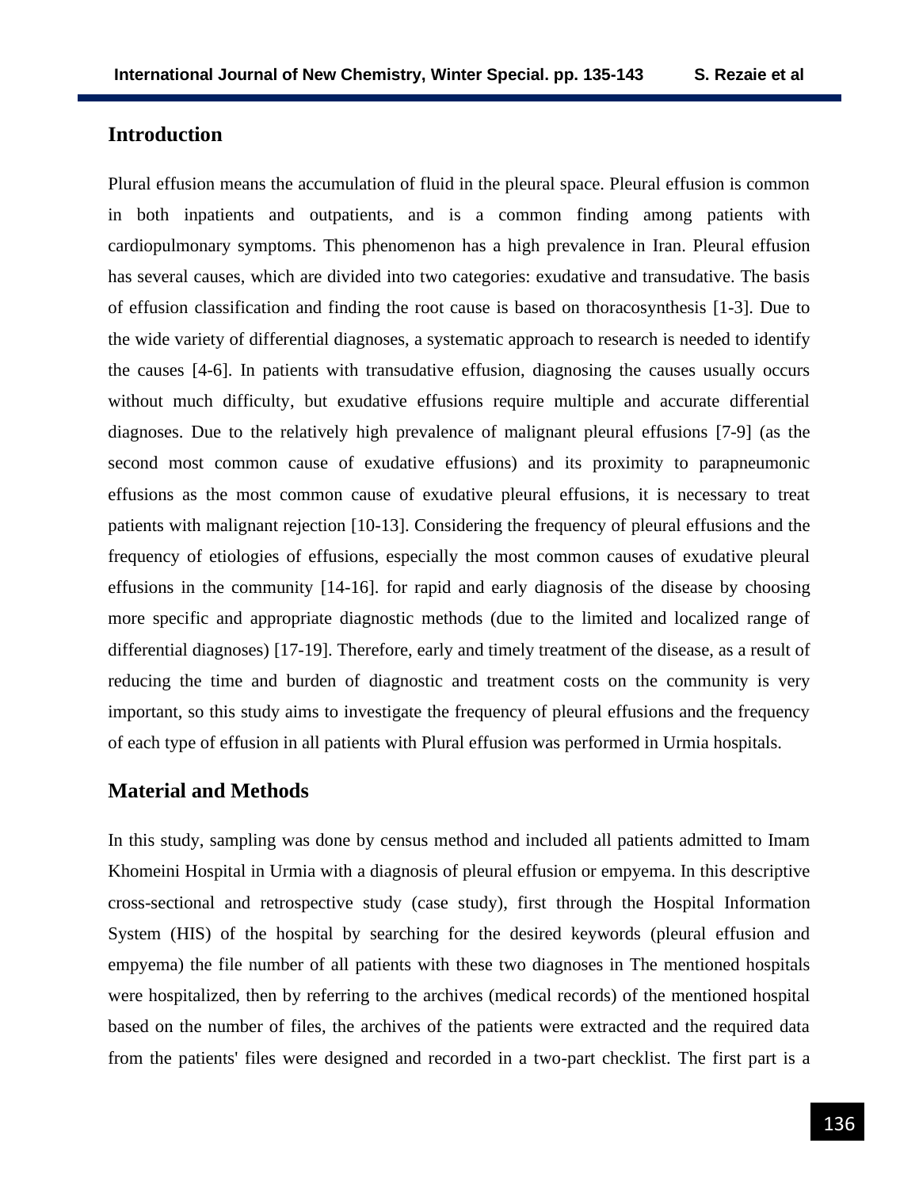## Introduction

Plural effusion means the accumulation of fluid in the pleural space. Pleural effusion is common in both inpatients and outpatients, and is a common finding among patients with cardiopulmonary symptoms. This phenomenon has a high prevalence in Iran. Pleural effusion has several causes, which are divided into two categories: exudative and transudative. The basis of effusion classification and finding the root cause is based on thoracosynthesis [1-3]. Due to the wide variety of differential diagnoses, a systematic approach to research is needed to identify the causes [4-6]. In patients with transudative effusion, diagnosing the causes usually occurs without much difficulty, but exudative effusions require multiple and accurate differential diagnoses. Due to the relatively high prevalence of malignant pleural effusions [7-9] (as the second most common cause of exudative effusions) and its proximity to parapneumonic effusions as the most common cause of exudative pleural effusions, it is necessary to treat patients with malignant rejection [10-13]. Considering the frequency of pleural effusions and the frequency of etiologies of effusions, especially the most common causes of exudative pleural effusions in the community [14-16]. for rapid and early diagnosis of the disease by choosing more specific and appropriate diagnostic methods (due to the limited and localized range of differential diagnoses) [17-19]. Therefore, early and timely treatment of the disease, as a result of reducing the time and burden of diagnostic and treatment costs on the community is very important, so this study aims to investigate the frequency of pleural effusions and the frequency of each type of effusion in all patients with Plural effusion was performed in Urmia hospitals.

## Material and Methods

In this study, sampling was done by census method and included all patients admitted to Imam Khomeini Hospital in Urmia with a diagnosis of pleural effusion or empyema. In this descriptive cross-sectional and retrospective study (case study), first through the Hospital Information System (HIS) of the hospital by searching for the desired keywords (pleural effusion and empyema) the file number of all patients with these two diagnoses in The mentioned hospitals were hospitalized, then by referring to the archives (medical records) of the mentioned hospital based on the number of files, the archives of the patients were extracted and the required data from the patients' files were designed and recorded in a two-part checklist. The first part is a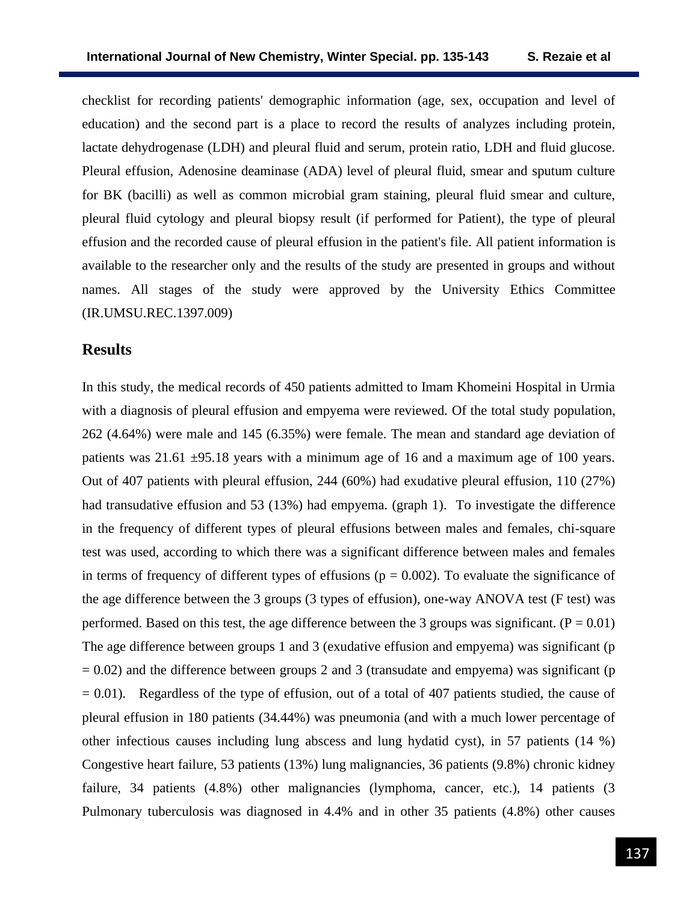checklist for recording patients' demographic information (age, sex, occupation and level of education) and the second part is a place to record the results of analyzes including protein, lactate dehydrogenase (LDH) and pleural fluid and serum, protein ratio, LDH and fluid glucose. Pleural effusion, Adenosine deaminase (ADA) level of pleural fluid, smear and sputum culture for BK (bacilli) as well as common microbial gram staining, pleural fluid smear and culture, pleural fluid cytology and pleural biopsy result (if performed for Patient), the type of pleural effusion and the recorded cause of pleural effusion in the patient's file. All patient information is available to the researcher only and the results of the study are presented in groups and without names. All stages of the study were approved by the University Ethics Committee (IR.UMSU.REC.1397.009)

## Results

In this study, the medical records of 450 patients admitted to Imam Khomeini Hospital in Urmia with a diagnosis of pleural effusion and empyema were reviewed. Of the total study population, 262 (4.64%) were male and 145 (6.35%) were female. The mean and standard age deviation of patients was 21.61 ±95.18 years with a minimum age of 16 and a maximum age of 100 years. Out of 407 patients with pleural effusion, 244 (60%) had exudative pleural effusion, 110 (27%) had transudative effusion and 53 (13%) had empyema. (graph 1). To investigate the difference in the frequency of different types of pleural effusions between males and females, chi-square test was used, according to which there was a significant difference between males and females in terms of frequency of different types of effusions ($p = 0.002$). To evaluate the significance of the age difference between the 3 groups (3 types of effusion), one-way ANOVA test (F test) was performed. Based on this test, the age difference between the 3 groups was significant. ($P = 0.01$) The age difference between groups 1 and 3 (exudative effusion and empyema) was significant ($p = 0.02$) and the difference between groups 2 and 3 (transudate and empyema) was significant ($p = 0.01$). Regardless of the type of effusion, out of a total of 407 patients studied, the cause of pleural effusion in 180 patients (34.44%) was pneumonia (and with a much lower percentage of other infectious causes including lung abscess and lung hydatid cyst), in 57 patients (14 %) Congestive heart failure, 53 patients (13%) lung malignancies, 36 patients (9.8%) chronic kidney failure, 34 patients (4.8%) other malignancies (lymphoma, cancer, etc.), 14 patients (3 Pulmonary tuberculosis was diagnosed in 4.4% and in other 35 patients (4.8%) other causes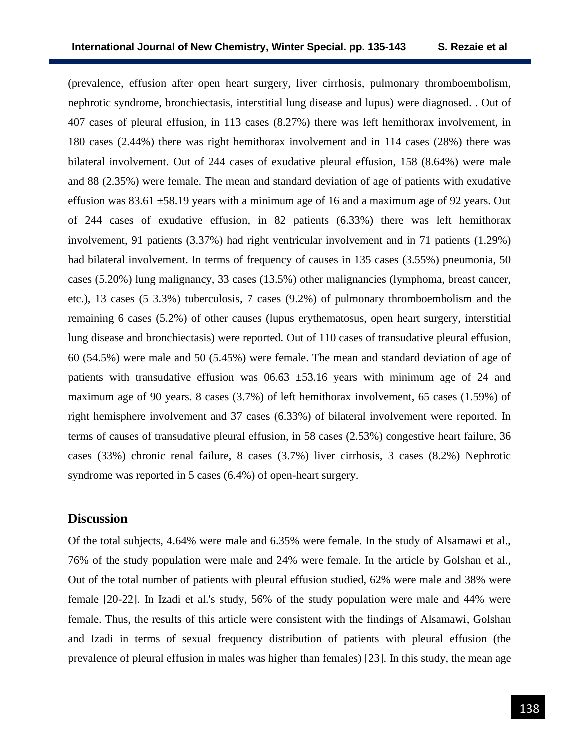(prevalence, effusion after open heart surgery, liver cirrhosis, pulmonary thromboembolism, nephrotic syndrome, bronchiectasis, interstitial lung disease and lupus) were diagnosed. . Out of 407 cases of pleural effusion, in 113 cases (8.27%) there was left hemithorax involvement, in 180 cases (2.44%) there was right hemithorax involvement and in 114 cases (28%) there was bilateral involvement. Out of 244 cases of exudative pleural effusion, 158 (8.64%) were male and 88 (2.35%) were female. The mean and standard deviation of age of patients with exudative effusion was 83.61 ±58.19 years with a minimum age of 16 and a maximum age of 92 years. Out of 244 cases of exudative effusion, in 82 patients (6.33%) there was left hemithorax involvement, 91 patients (3.37%) had right ventricular involvement and in 71 patients (1.29%) had bilateral involvement. In terms of frequency of causes in 135 cases (3.55%) pneumonia, 50 cases (5.20%) lung malignancy, 33 cases (13.5%) other malignancies (lymphoma, breast cancer, etc.), 13 cases (5 3.3%) tuberculosis, 7 cases (9.2%) of pulmonary thromboembolism and the remaining 6 cases (5.2%) of other causes (lupus erythematosus, open heart surgery, interstitial lung disease and bronchiectasis) were reported. Out of 110 cases of transudative pleural effusion, 60 (54.5%) were male and 50 (5.45%) were female. The mean and standard deviation of age of patients with transudative effusion was 06.63 ±53.16 years with minimum age of 24 and maximum age of 90 years. 8 cases (3.7%) of left hemithorax involvement, 65 cases (1.59%) of right hemisphere involvement and 37 cases (6.33%) of bilateral involvement were reported. In terms of causes of transudative pleural effusion, in 58 cases (2.53%) congestive heart failure, 36 cases (33%) chronic renal failure, 8 cases (3.7%) liver cirrhosis, 3 cases (8.2%) Nephrotic syndrome was reported in 5 cases (6.4%) of open-heart surgery.

## Discussion

Of the total subjects, 4.64% were male and 6.35% were female. In the study of Alsamawi et al., 76% of the study population were male and 24% were female. In the article by Golshan et al., Out of the total number of patients with pleural effusion studied, 62% were male and 38% were female [20-22]. In Izadi et al.'s study, 56% of the study population were male and 44% were female. Thus, the results of this article were consistent with the findings of Alsamawi, Golshan and Izadi in terms of sexual frequency distribution of patients with pleural effusion (the prevalence of pleural effusion in males was higher than females) [23]. In this study, the mean age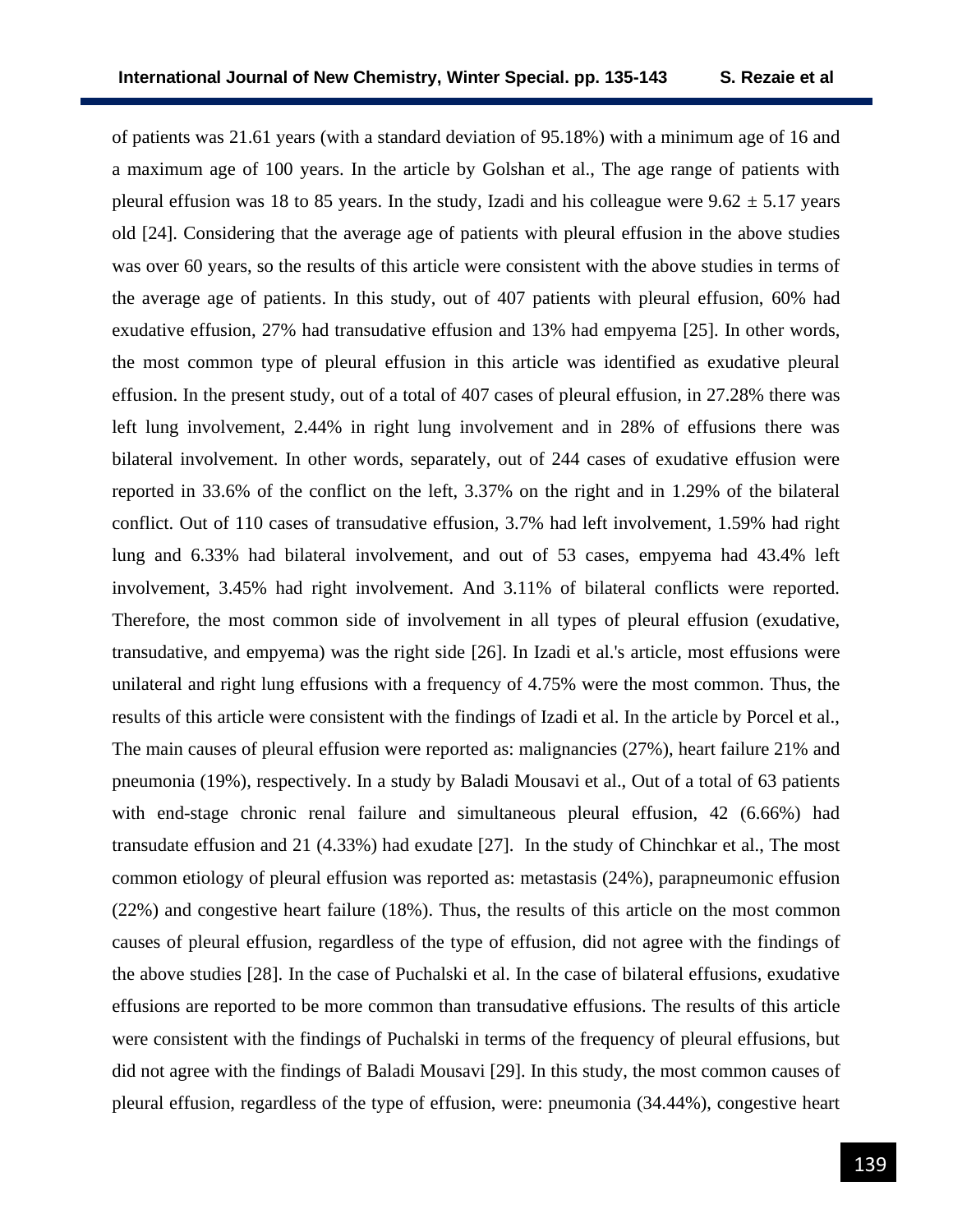of patients was 21.61 years (with a standard deviation of 95.18%) with a minimum age of 16 and a maximum age of 100 years. In the article by Golshan et al., The age range of patients with pleural effusion was 18 to 85 years. In the study, Izadi and his colleague were 9.62 ± 5.17 years old [24]. Considering that the average age of patients with pleural effusion in the above studies was over 60 years, so the results of this article were consistent with the above studies in terms of the average age of patients. In this study, out of 407 patients with pleural effusion, 60% had exudative effusion, 27% had transudative effusion and 13% had empyema [25]. In other words, the most common type of pleural effusion in this article was identified as exudative pleural effusion. In the present study, out of a total of 407 cases of pleural effusion, in 27.28% there was left lung involvement, 2.44% in right lung involvement and in 28% of effusions there was bilateral involvement. In other words, separately, out of 244 cases of exudative effusion were reported in 33.6% of the conflict on the left, 3.37% on the right and in 1.29% of the bilateral conflict. Out of 110 cases of transudative effusion, 3.7% had left involvement, 1.59% had right lung and 6.33% had bilateral involvement, and out of 53 cases, empyema had 43.4% left involvement, 3.45% had right involvement. And 3.11% of bilateral conflicts were reported. Therefore, the most common side of involvement in all types of pleural effusion (exudative, transudative, and empyema) was the right side [26]. In Izadi et al.'s article, most effusions were unilateral and right lung effusions with a frequency of 4.75% were the most common. Thus, the results of this article were consistent with the findings of Izadi et al. In the article by Porcel et al., The main causes of pleural effusion were reported as: malignancies (27%), heart failure 21% and pneumonia (19%), respectively. In a study by Baladi Mousavi et al., Out of a total of 63 patients with end-stage chronic renal failure and simultaneous pleural effusion, 42 (6.66%) had transudate effusion and 21 (4.33%) had exudate [27]. In the study of Chinchkar et al., The most common etiology of pleural effusion was reported as: metastasis (24%), parapneumonic effusion (22%) and congestive heart failure (18%). Thus, the results of this article on the most common causes of pleural effusion, regardless of the type of effusion, did not agree with the findings of the above studies [28]. In the case of Puchalski et al. In the case of bilateral effusions, exudative effusions are reported to be more common than transudative effusions. The results of this article were consistent with the findings of Puchalski in terms of the frequency of pleural effusions, but did not agree with the findings of Baladi Mousavi [29]. In this study, the most common causes of pleural effusion, regardless of the type of effusion, were: pneumonia (34.44%), congestive heart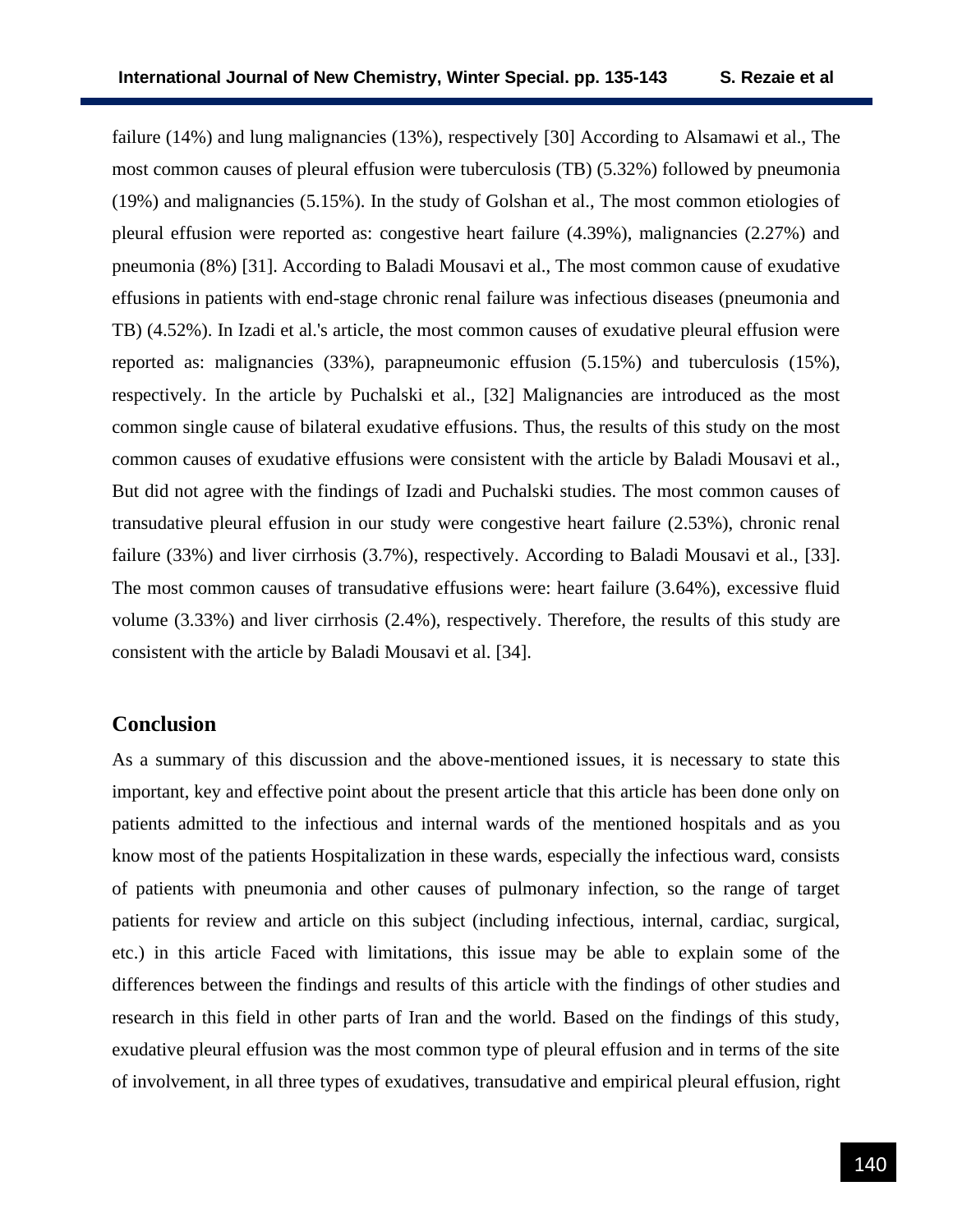failure (14%) and lung malignancies (13%), respectively [30] According to Alsamawi et al., The most common causes of pleural effusion were tuberculosis (TB) (5.32%) followed by pneumonia (19%) and malignancies (5.15%). In the study of Golshan et al., The most common etiologies of pleural effusion were reported as: congestive heart failure (4.39%), malignancies (2.27%) and pneumonia (8%) [31]. According to Baladi Mousavi et al., The most common cause of exudative effusions in patients with end-stage chronic renal failure was infectious diseases (pneumonia and TB) (4.52%). In Izadi et al.'s article, the most common causes of exudative pleural effusion were reported as: malignancies (33%), parapneumonic effusion (5.15%) and tuberculosis (15%), respectively. In the article by Puchalski et al., [32] Malignancies are introduced as the most common single cause of bilateral exudative effusions. Thus, the results of this study on the most common causes of exudative effusions were consistent with the article by Baladi Mousavi et al., But did not agree with the findings of Izadi and Puchalski studies. The most common causes of transudative pleural effusion in our study were congestive heart failure (2.53%), chronic renal failure (33%) and liver cirrhosis (3.7%), respectively. According to Baladi Mousavi et al., [33]. The most common causes of transudative effusions were: heart failure (3.64%), excessive fluid volume (3.33%) and liver cirrhosis (2.4%), respectively. Therefore, the results of this study are consistent with the article by Baladi Mousavi et al. [34].

## Conclusion

As a summary of this discussion and the above-mentioned issues, it is necessary to state this important, key and effective point about the present article that this article has been done only on patients admitted to the infectious and internal wards of the mentioned hospitals and as you know most of the patients Hospitalization in these wards, especially the infectious ward, consists of patients with pneumonia and other causes of pulmonary infection, so the range of target patients for review and article on this subject (including infectious, internal, cardiac, surgical, etc.) in this article Faced with limitations, this issue may be able to explain some of the differences between the findings and results of this article with the findings of other studies and research in this field in other parts of Iran and the world. Based on the findings of this study, exudative pleural effusion was the most common type of pleural effusion and in terms of the site of involvement, in all three types of exudatives, transudative and empirical pleural effusion, right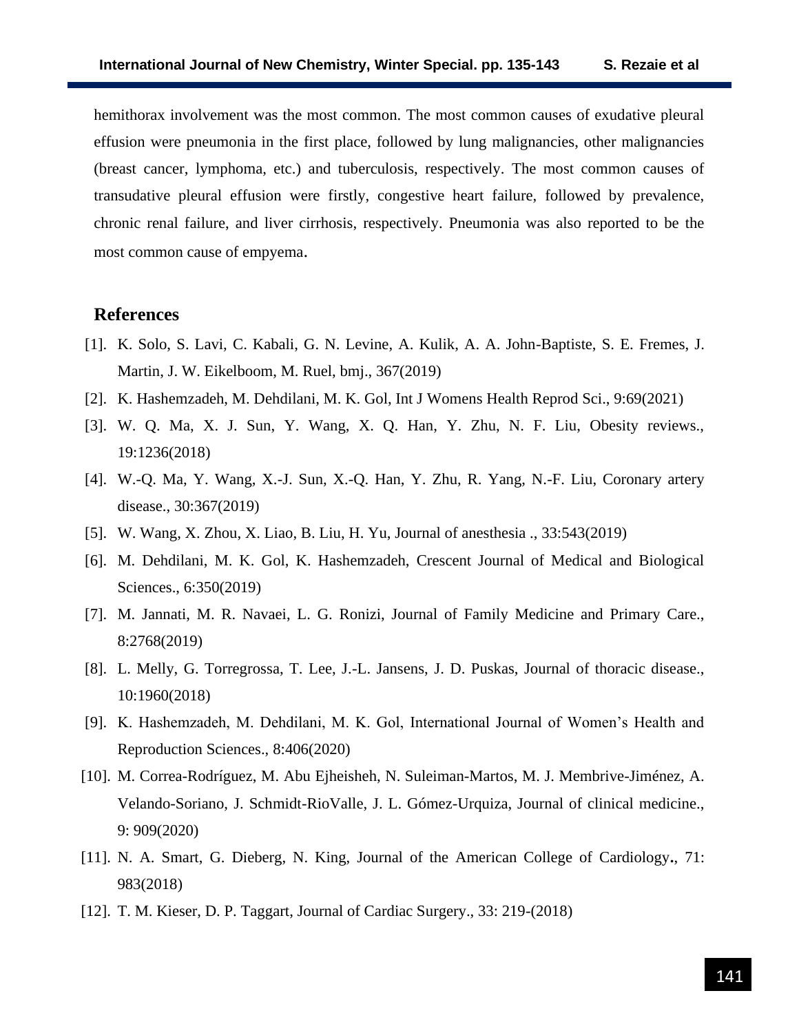hemithorax involvement was the most common. The most common causes of exudative pleural effusion were pneumonia in the first place, followed by lung malignancies, other malignancies (breast cancer, lymphoma, etc.) and tuberculosis, respectively. The most common causes of transudative pleural effusion were firstly, congestive heart failure, followed by prevalence, chronic renal failure, and liver cirrhosis, respectively. Pneumonia was also reported to be the most common cause of empyema.

## References

[1]. K. Solo, S. Lavi, C. Kabali, G. N. Levine, A. Kulik, A. A. John-Baptiste, S. E. Fremes, J. Martin, J. W. Eikelboom, M. Ruel, bmj., 367(2019)

[2]. K. Hashemzadeh, M. Dehdilani, M. K. Gol, Int J Womens Health Reprod Sci., 9:69(2021)

[3]. W. Q. Ma, X. J. Sun, Y. Wang, X. Q. Han, Y. Zhu, N. F. Liu, Obesity reviews., 19:1236(2018)

[4]. W.-Q. Ma, Y. Wang, X.-J. Sun, X.-Q. Han, Y. Zhu, R. Yang, N.-F. Liu, Coronary artery disease., 30:367(2019)

[5]. W. Wang, X. Zhou, X. Liao, B. Liu, H. Yu, Journal of anesthesia ., 33:543(2019)

[6]. M. Dehdilani, M. K. Gol, K. Hashemzadeh, Crescent Journal of Medical and Biological Sciences., 6:350(2019)

[7]. M. Jannati, M. R. Navaei, L. G. Ronizi, Journal of Family Medicine and Primary Care., 8:2768(2019)

[8]. L. Melly, G. Torregrossa, T. Lee, J.-L. Jansens, J. D. Puskas, Journal of thoracic disease., 10:1960(2018)

[9]. K. Hashemzadeh, M. Dehdilani, M. K. Gol, International Journal of Women's Health and Reproduction Sciences., 8:406(2020)

[10]. M. Correa-Rodríguez, M. Abu Ejheisheh, N. Suleiman-Martos, M. J. Membrive-Jiménez, A. Velando-Soriano, J. Schmidt-RioValle, J. L. Gómez-Urquiza, Journal of clinical medicine., 9: 909(2020)

[11]. N. A. Smart, G. Dieberg, N. King, Journal of the American College of Cardiology., 71: 983(2018)

[12]. T. M. Kieser, D. P. Taggart, Journal of Cardiac Surgery., 33: 219-(2018)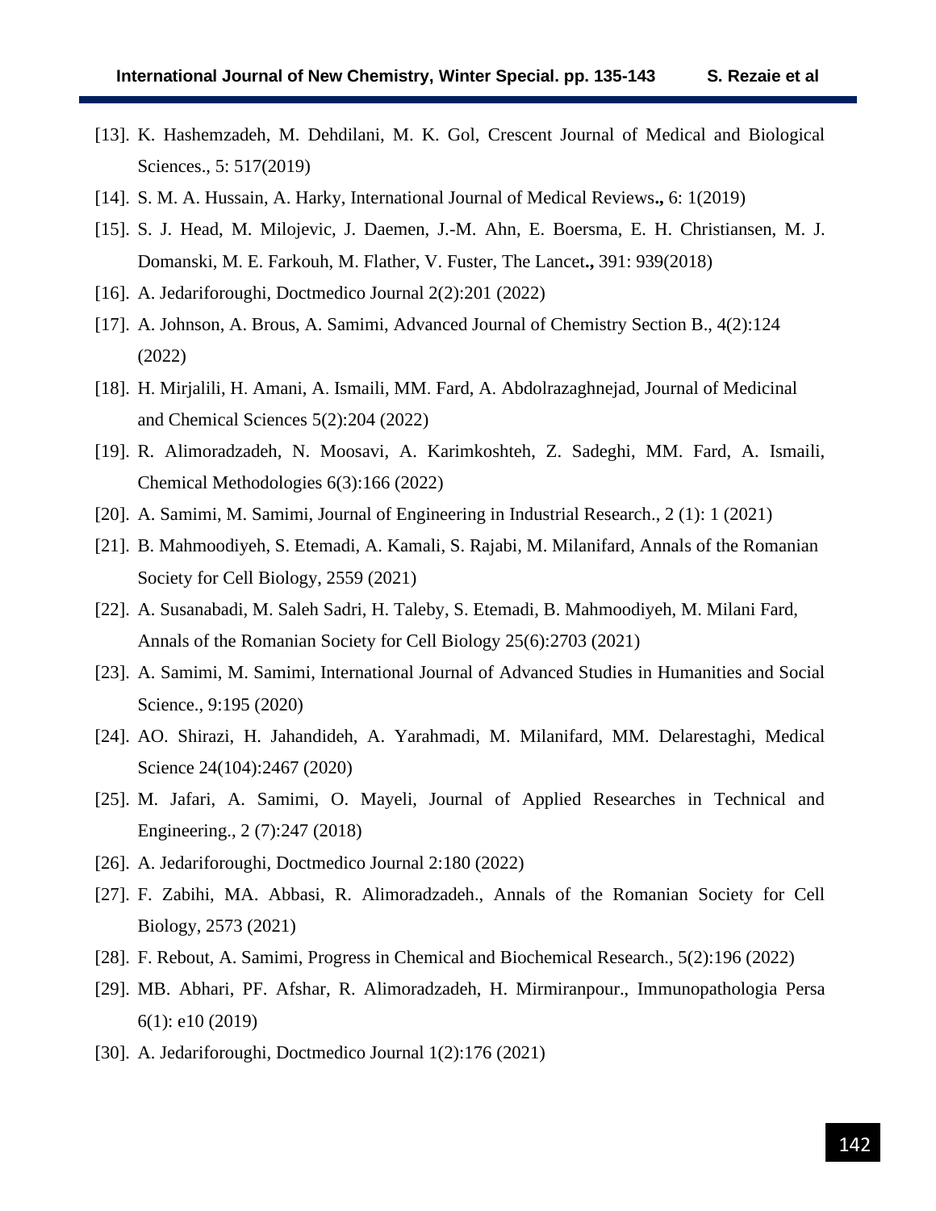[13]. K. Hashemzadeh, M. Dehdilani, M. K. Gol, Crescent Journal of Medical and Biological Sciences., 5: 517(2019)

[14]. S. M. A. Hussain, A. Harky, International Journal of Medical Reviews**.,** 6: 1(2019)

[15]. S. J. Head, M. Milojevic, J. Daemen, J.-M. Ahn, E. Boersma, E. H. Christiansen, M. J. Domanski, M. E. Farkouh, M. Flather, V. Fuster, The Lancet**.,** 391: 939(2018)

[16]. A. Jedariforoughi, Doctmedico Journal 2(2):201 (2022)

[17]. A. Johnson, A. Brous, A. Samimi, Advanced Journal of Chemistry Section B., 4(2):124 (2022)

[18]. H. Mirjalili, H. Amani, A. Ismaili, MM. Fard, A. Abdolrazaghnejad, Journal of Medicinal and Chemical Sciences 5(2):204 (2022)

[19]. R. Alimoradzadeh, N. Moosavi, A. Karimkoshteh, Z. Sadeghi, MM. Fard, A. Ismaili, Chemical Methodologies 6(3):166 (2022)

[20]. A. Samimi, M. Samimi, Journal of Engineering in Industrial Research., 2 (1): 1 (2021)

[21]. B. Mahmoodiyeh, S. Etemadi, A. Kamali, S. Rajabi, M. Milanifard, Annals of the Romanian Society for Cell Biology, 2559 (2021)

[22]. A. Susanabadi, M. Saleh Sadri, H. Taleby, S. Etemadi, B. Mahmoodiyeh, M. Milani Fard, Annals of the Romanian Society for Cell Biology 25(6):2703 (2021)

[23]. A. Samimi, M. Samimi, International Journal of Advanced Studies in Humanities and Social Science., 9:195 (2020)

[24]. AO. Shirazi, H. Jahandideh, A. Yarahmadi, M. Milanifard, MM. Delarestaghi, Medical Science 24(104):2467 (2020)

[25]. M. Jafari, A. Samimi, O. Mayeli, Journal of Applied Researches in Technical and Engineering., 2 (7):247 (2018)

[26]. A. Jedariforoughi, Doctmedico Journal 2:180 (2022)

[27]. F. Zabihi, MA. Abbasi, R. Alimoradzadeh., Annals of the Romanian Society for Cell Biology, 2573 (2021)

[28]. F. Rebout, A. Samimi, Progress in Chemical and Biochemical Research., 5(2):196 (2022)

[29]. MB. Abhari, PF. Afshar, R. Alimoradzadeh, H. Mirmiranpour., Immunopathologia Persa 6(1): e10 (2019)

[30]. A. Jedariforoughi, Doctmedico Journal 1(2):176 (2021)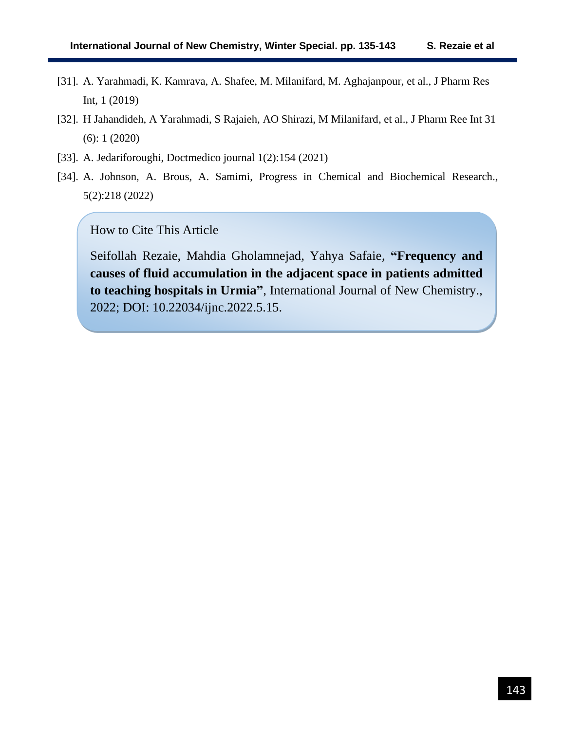[31]. A. Yarahmadi, K. Kamrava, A. Shafee, M. Milanifard, M. Aghajanpour, et al., J Pharm Res Int, 1 (2019)

[32]. H Jahandideh, A Yarahmadi, S Rajaieh, AO Shirazi, M Milanifard, et al., J Pharm Ree Int 31 (6): 1 (2020)

[33]. A. Jedariforoughi, Doctmedico journal 1(2):154 (2021)

[34]. A. Johnson, A. Brous, A. Samimi, Progress in Chemical and Biochemical Research., 5(2):218 (2022)

How to Cite This Article

Seifollah Rezaie, Mahdia Gholamnejad, Yahya Safaie, **"Frequency and causes of fluid accumulation in the adjacent space in patients admitted to teaching hospitals in Urmia"**, International Journal of New Chemistry., 2022; DOI: 10.22034/ijnc.2022.5.15.